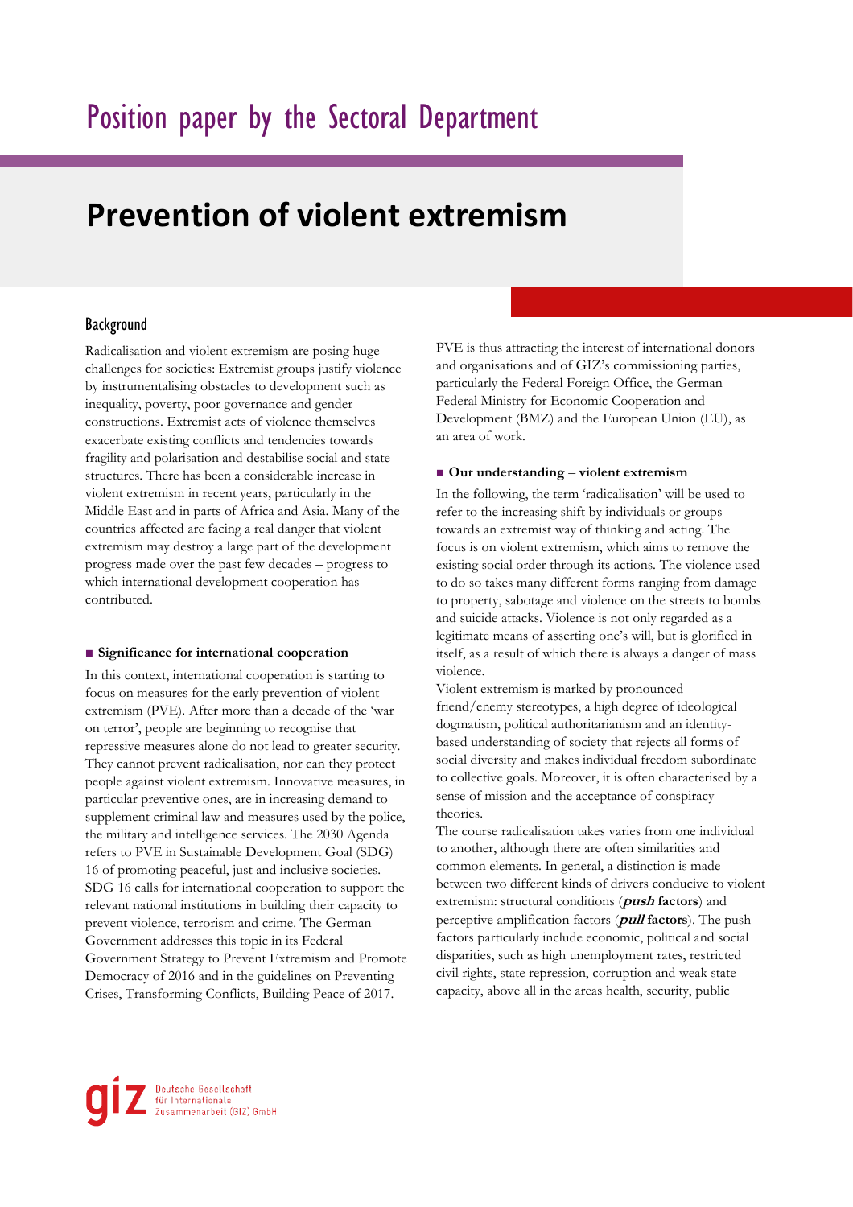Position paper by the Sectoral Department

# Prevention of violent extremism

## Background

Radicalisation and violent extremism are posing huge challenges for societies: Extremist groups justify violence by instrumentalising obstacles to development such as inequality, poverty, poor governance and gender constructions. Extremist acts of violence themselves exacerbate existing conflicts and tendencies towards fragility and polarisation and destabilise social and state structures. There has been a considerable increase in violent extremism in recent years, particularly in the Middle East and in parts of Africa and Asia. Many of the countries affected are facing a real danger that violent extremism may destroy a large part of the development progress made over the past few decades – progress to which international development cooperation has contributed.

### Significance for international cooperation

In this context, international cooperation is starting to focus on measures for the early prevention of violent extremism (PVE). After more than a decade of the 'war on terror', people are beginning to recognise that repressive measures alone do not lead to greater security. They cannot prevent radicalisation, nor can they protect people against violent extremism. Innovative measures, in particular preventive ones, are in increasing demand to supplement criminal law and measures used by the police, the military and intelligence services. The 2030 Agenda refers to PVE in Sustainable Development Goal (SDG) 16 of promoting peaceful, just and inclusive societies. SDG 16 calls for international cooperation to support the relevant national institutions in building their capacity to prevent violence, terrorism and crime. The German Government addresses this topic in its Federal Government Strategy to Prevent Extremism and Promote Democracy of 2016 and in the guidelines on Preventing Crises, Transforming Conflicts, Building Peace of 2017.

PVE is thus attracting the interest of international donors and organisations and of GIZ's commissioning parties, particularly the Federal Foreign Office, the German Federal Ministry for Economic Cooperation and Development (BMZ) and the European Union (EU), as an area of work.

### Our understanding – violent extremism

In the following, the term 'radicalisation' will be used to refer to the increasing shift by individuals or groups towards an extremist way of thinking and acting. The focus is on violent extremism, which aims to remove the existing social order through its actions. The violence used to do so takes many different forms ranging from damage to property, sabotage and violence on the streets to bombs and suicide attacks. Violence is not only regarded as a legitimate means of asserting one's will, but is glorified in itself, as a result of which there is always a danger of mass violence.

Violent extremism is marked by pronounced friend/enemy stereotypes, a high degree of ideological dogmatism, political authoritarianism and an identity-based understanding of society that rejects all forms of social diversity and makes individual freedom subordinate to collective goals. Moreover, it is often characterised by a sense of mission and the acceptance of conspiracy theories.

The course radicalisation takes varies from one individual to another, although there are often similarities and common elements. In general, a distinction is made between two different kinds of drivers conducive to violent extremism: structural conditions (***push*** **factors**) and perceptive amplification factors (***pull*** **factors**). The push factors particularly include economic, political and social disparities, such as high unemployment rates, restricted civil rights, state repression, corruption and weak state capacity, above all in the areas health, security, public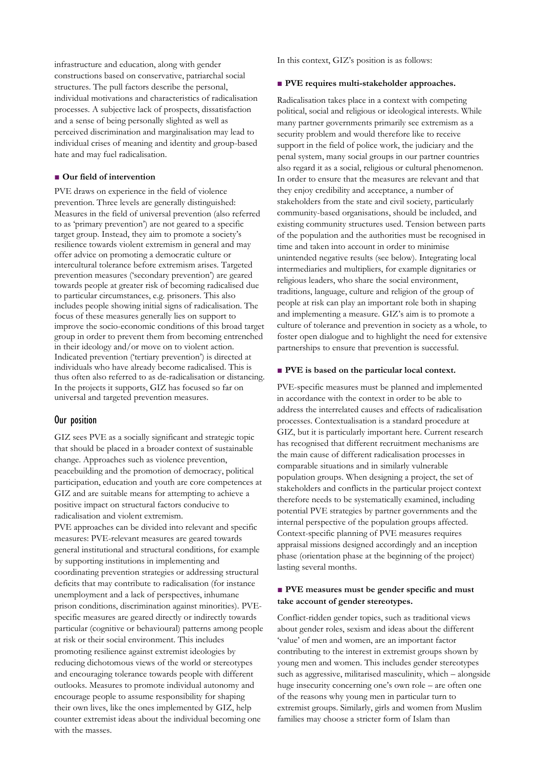infrastructure and education, along with gender constructions based on conservative, patriarchal social structures. The pull factors describe the personal, individual motivations and characteristics of radicalisation processes. A subjective lack of prospects, dissatisfaction and a sense of being personally slighted as well as perceived discrimination and marginalisation may lead to individual crises of meaning and identity and group-based hate and may fuel radicalisation.

### ■ Our field of intervention

PVE draws on experience in the field of violence prevention. Three levels are generally distinguished: Measures in the field of universal prevention (also referred to as 'primary prevention') are not geared to a specific target group. Instead, they aim to promote a society's resilience towards violent extremism in general and may offer advice on promoting a democratic culture or intercultural tolerance before extremism arises. Targeted prevention measures ('secondary prevention') are geared towards people at greater risk of becoming radicalised due to particular circumstances, e.g. prisoners. This also includes people showing initial signs of radicalisation. The focus of these measures generally lies on support to improve the socio-economic conditions of this broad target group in order to prevent them from becoming entrenched in their ideology and/or move on to violent action. Indicated prevention ('tertiary prevention') is directed at individuals who have already become radicalised. This is thus often also referred to as de-radicalisation or distancing. In the projects it supports, GIZ has focused so far on universal and targeted prevention measures.

## Our position

GIZ sees PVE as a socially significant and strategic topic that should be placed in a broader context of sustainable change. Approaches such as violence prevention, peacebuilding and the promotion of democracy, political participation, education and youth are core competences at GIZ and are suitable means for attempting to achieve a positive impact on structural factors conducive to radicalisation and violent extremism.

PVE approaches can be divided into relevant and specific measures: PVE-relevant measures are geared towards general institutional and structural conditions, for example by supporting institutions in implementing and coordinating prevention strategies or addressing structural deficits that may contribute to radicalisation (for instance unemployment and a lack of perspectives, inhumane prison conditions, discrimination against minorities). PVE-specific measures are geared directly or indirectly towards particular (cognitive or behavioural) patterns among people at risk or their social environment. This includes promoting resilience against extremist ideologies by reducing dichotomous views of the world or stereotypes and encouraging tolerance towards people with different outlooks. Measures to promote individual autonomy and encourage people to assume responsibility for shaping their own lives, like the ones implemented by GIZ, help counter extremist ideas about the individual becoming one with the masses.

In this context, GIZ's position is as follows:

### ■ PVE requires multi-stakeholder approaches.

Radicalisation takes place in a context with competing political, social and religious or ideological interests. While many partner governments primarily see extremism as a security problem and would therefore like to receive support in the field of police work, the judiciary and the penal system, many social groups in our partner countries also regard it as a social, religious or cultural phenomenon. In order to ensure that the measures are relevant and that they enjoy credibility and acceptance, a number of stakeholders from the state and civil society, particularly community-based organisations, should be included, and existing community structures used. Tension between parts of the population and the authorities must be recognised in time and taken into account in order to minimise unintended negative results (see below). Integrating local intermediaries and multipliers, for example dignitaries or religious leaders, who share the social environment, traditions, language, culture and religion of the group of people at risk can play an important role both in shaping and implementing a measure. GIZ's aim is to promote a culture of tolerance and prevention in society as a whole, to foster open dialogue and to highlight the need for extensive partnerships to ensure that prevention is successful.

### ■ PVE is based on the particular local context.

PVE-specific measures must be planned and implemented in accordance with the context in order to be able to address the interrelated causes and effects of radicalisation processes. Contextualisation is a standard procedure at GIZ, but it is particularly important here. Current research has recognised that different recruitment mechanisms are the main cause of different radicalisation processes in comparable situations and in similarly vulnerable population groups. When designing a project, the set of stakeholders and conflicts in the particular project context therefore needs to be systematically examined, including potential PVE strategies by partner governments and the internal perspective of the population groups affected. Context-specific planning of PVE measures requires appraisal missions designed accordingly and an inception phase (orientation phase at the beginning of the project) lasting several months.

### ■ PVE measures must be gender specific and must take account of gender stereotypes.

Conflict-ridden gender topics, such as traditional views about gender roles, sexism and ideas about the different 'value' of men and women, are an important factor contributing to the interest in extremist groups shown by young men and women. This includes gender stereotypes such as aggressive, militarised masculinity, which – alongside huge insecurity concerning one's own role – are often one of the reasons why young men in particular turn to extremist groups. Similarly, girls and women from Muslim families may choose a stricter form of Islam than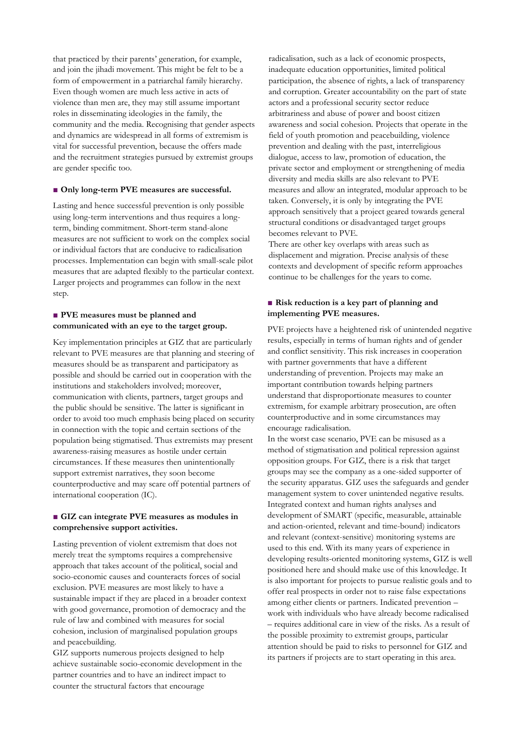that practiced by their parents' generation, for example, and join the jihadi movement. This might be felt to be a form of empowerment in a patriarchal family hierarchy. Even though women are much less active in acts of violence than men are, they may still assume important roles in disseminating ideologies in the family, the community and the media. Recognising that gender aspects and dynamics are widespread in all forms of extremism is vital for successful prevention, because the offers made and the recruitment strategies pursued by extremist groups are gender specific too.

### ■ Only long-term PVE measures are successful.

Lasting and hence successful prevention is only possible using long-term interventions and thus requires a long-term, binding commitment. Short-term stand-alone measures are not sufficient to work on the complex social or individual factors that are conducive to radicalisation processes. Implementation can begin with small-scale pilot measures that are adapted flexibly to the particular context. Larger projects and programmes can follow in the next step.

### ■ PVE measures must be planned and communicated with an eye to the target group.

Key implementation principles at GIZ that are particularly relevant to PVE measures are that planning and steering of measures should be as transparent and participatory as possible and should be carried out in cooperation with the institutions and stakeholders involved; moreover, communication with clients, partners, target groups and the public should be sensitive. The latter is significant in order to avoid too much emphasis being placed on security in connection with the topic and certain sections of the population being stigmatised. Thus extremists may present awareness-raising measures as hostile under certain circumstances. If these measures then unintentionally support extremist narratives, they soon become counterproductive and may scare off potential partners of international cooperation (IC).

### ■ GIZ can integrate PVE measures as modules in comprehensive support activities.

Lasting prevention of violent extremism that does not merely treat the symptoms requires a comprehensive approach that takes account of the political, social and socio-economic causes and counteracts forces of social exclusion. PVE measures are most likely to have a sustainable impact if they are placed in a broader context with good governance, promotion of democracy and the rule of law and combined with measures for social cohesion, inclusion of marginalised population groups and peacebuilding.

GIZ supports numerous projects designed to help achieve sustainable socio-economic development in the partner countries and to have an indirect impact to counter the structural factors that encourage radicalisation, such as a lack of economic prospects, inadequate education opportunities, limited political participation, the absence of rights, a lack of transparency and corruption. Greater accountability on the part of state actors and a professional security sector reduce arbitrariness and abuse of power and boost citizen awareness and social cohesion. Projects that operate in the field of youth promotion and peacebuilding, violence prevention and dealing with the past, interreligious dialogue, access to law, promotion of education, the private sector and employment or strengthening of media diversity and media skills are also relevant to PVE measures and allow an integrated, modular approach to be taken. Conversely, it is only by integrating the PVE approach sensitively that a project geared towards general structural conditions or disadvantaged target groups becomes relevant to PVE.

There are other key overlaps with areas such as displacement and migration. Precise analysis of these contexts and development of specific reform approaches continue to be challenges for the years to come.

### ■ Risk reduction is a key part of planning and implementing PVE measures.

PVE projects have a heightened risk of unintended negative results, especially in terms of human rights and of gender and conflict sensitivity. This risk increases in cooperation with partner governments that have a different understanding of prevention. Projects may make an important contribution towards helping partners understand that disproportionate measures to counter extremism, for example arbitrary prosecution, are often counterproductive and in some circumstances may encourage radicalisation.

In the worst case scenario, PVE can be misused as a method of stigmatisation and political repression against opposition groups. For GIZ, there is a risk that target groups may see the company as a one-sided supporter of the security apparatus. GIZ uses the safeguards and gender management system to cover unintended negative results. Integrated context and human rights analyses and development of SMART (specific, measurable, attainable and action-oriented, relevant and time-bound) indicators and relevant (context-sensitive) monitoring systems are used to this end. With its many years of experience in developing results-oriented monitoring systems, GIZ is well positioned here and should make use of this knowledge. It is also important for projects to pursue realistic goals and to offer real prospects in order not to raise false expectations among either clients or partners. Indicated prevention – work with individuals who have already become radicalised – requires additional care in view of the risks. As a result of the possible proximity to extremist groups, particular attention should be paid to risks to personnel for GIZ and its partners if projects are to start operating in this area.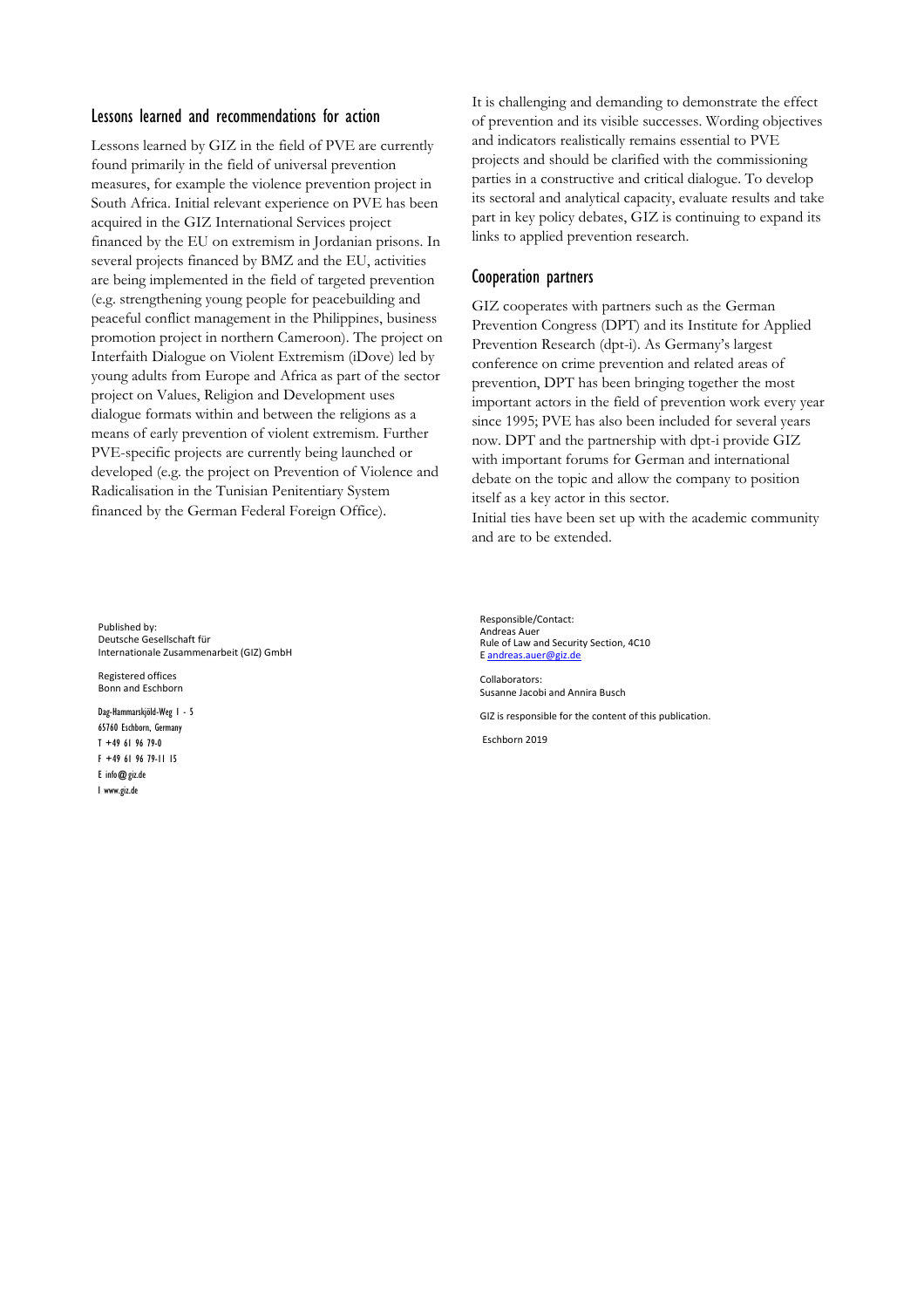## Lessons learned and recommendations for action

Lessons learned by GIZ in the field of PVE are currently found primarily in the field of universal prevention measures, for example the violence prevention project in South Africa. Initial relevant experience on PVE has been acquired in the GIZ International Services project financed by the EU on extremism in Jordanian prisons. In several projects financed by BMZ and the EU, activities are being implemented in the field of targeted prevention (e.g. strengthening young people for peacebuilding and peaceful conflict management in the Philippines, business promotion project in northern Cameroon). The project on Interfaith Dialogue on Violent Extremism (iDove) led by young adults from Europe and Africa as part of the sector project on Values, Religion and Development uses dialogue formats within and between the religions as a means of early prevention of violent extremism. Further PVE-specific projects are currently being launched or developed (e.g. the project on Prevention of Violence and Radicalisation in the Tunisian Penitentiary System financed by the German Federal Foreign Office).

It is challenging and demanding to demonstrate the effect of prevention and its visible successes. Wording objectives and indicators realistically remains essential to PVE projects and should be clarified with the commissioning parties in a constructive and critical dialogue. To develop its sectoral and analytical capacity, evaluate results and take part in key policy debates, GIZ is continuing to expand its links to applied prevention research.

## Cooperation partners

GIZ cooperates with partners such as the German Prevention Congress (DPT) and its Institute for Applied Prevention Research (dpt-i). As Germany's largest conference on crime prevention and related areas of prevention, DPT has been bringing together the most important actors in the field of prevention work every year since 1995; PVE has also been included for several years now. DPT and the partnership with dpt-i provide GIZ with important forums for German and international debate on the topic and allow the company to position itself as a key actor in this sector.
Initial ties have been set up with the academic community and are to be extended.

Published by:
Deutsche Gesellschaft für
Internationale Zusammenarbeit (GIZ) GmbH

Registered offices
Bonn and Eschborn

Dag-Hammarskjöld-Weg 1 - 5
65760 Eschborn, Germany
T +49 61 96 79-0
F +49 61 96 79-11 15
E info@giz.de
I www.giz.de

Responsible/Contact:
Andreas Auer
Rule of Law and Security Section, 4C10
E andreas.auer@giz.de

Collaborators:
Susanne Jacobi and Annira Busch

GIZ is responsible for the content of this publication.

Eschborn 2019